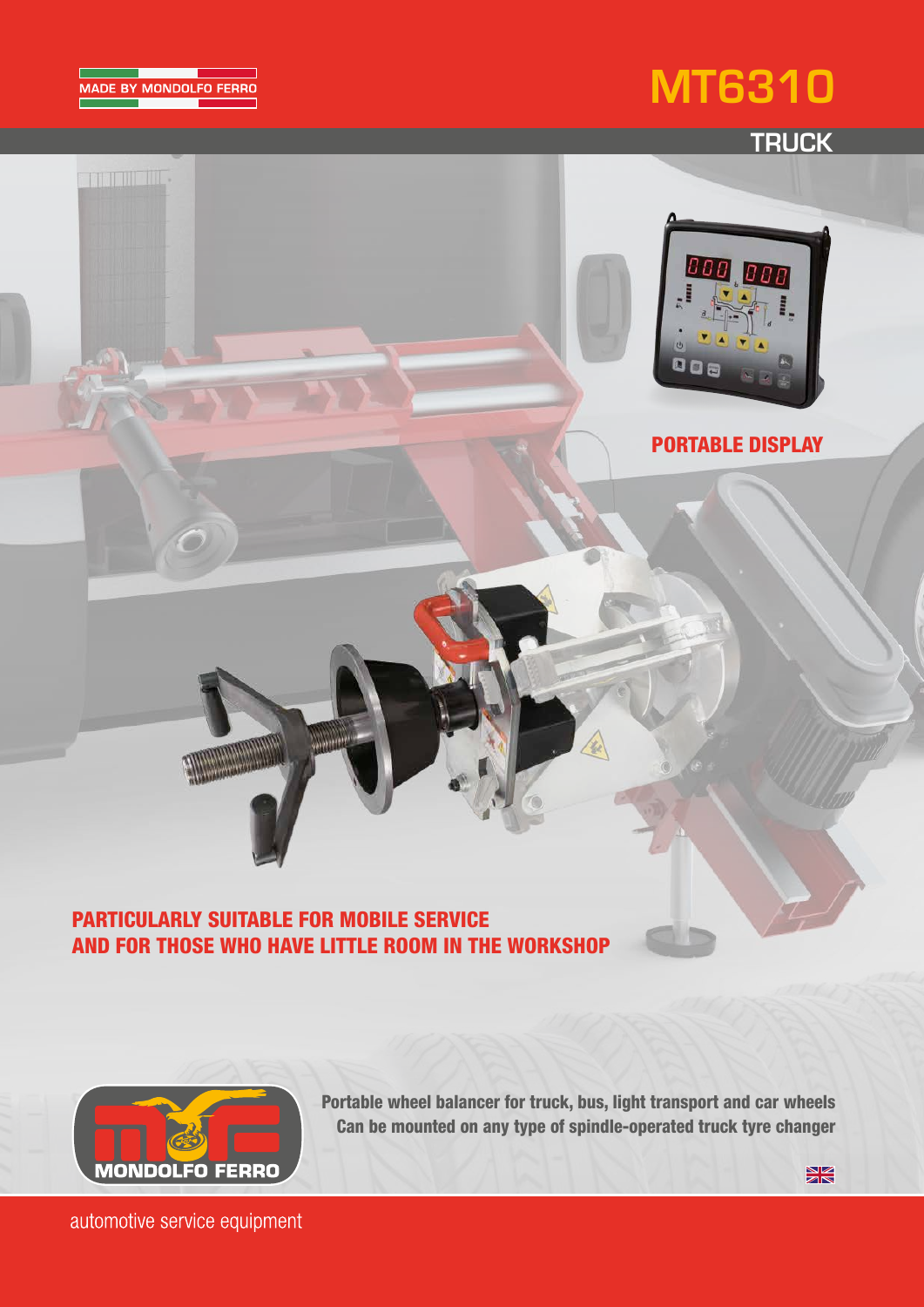MADE BY MONDOLFO FERRO

# MT6310

## TRUCK

**PORTABLE DISPLAY**

## PARTICULARLY SUITABLE FOR MOBILE SERVICE AND FOR THOSE WHO HAVE LITTLE ROOM IN THE WORKSHOP

MONDOLFO FERRO

**Portable wheel balancer for truck, bus, light transport and car wheels**
**Can be mounted on any type of spindle-operated truck tyre changer**

automotive service equipment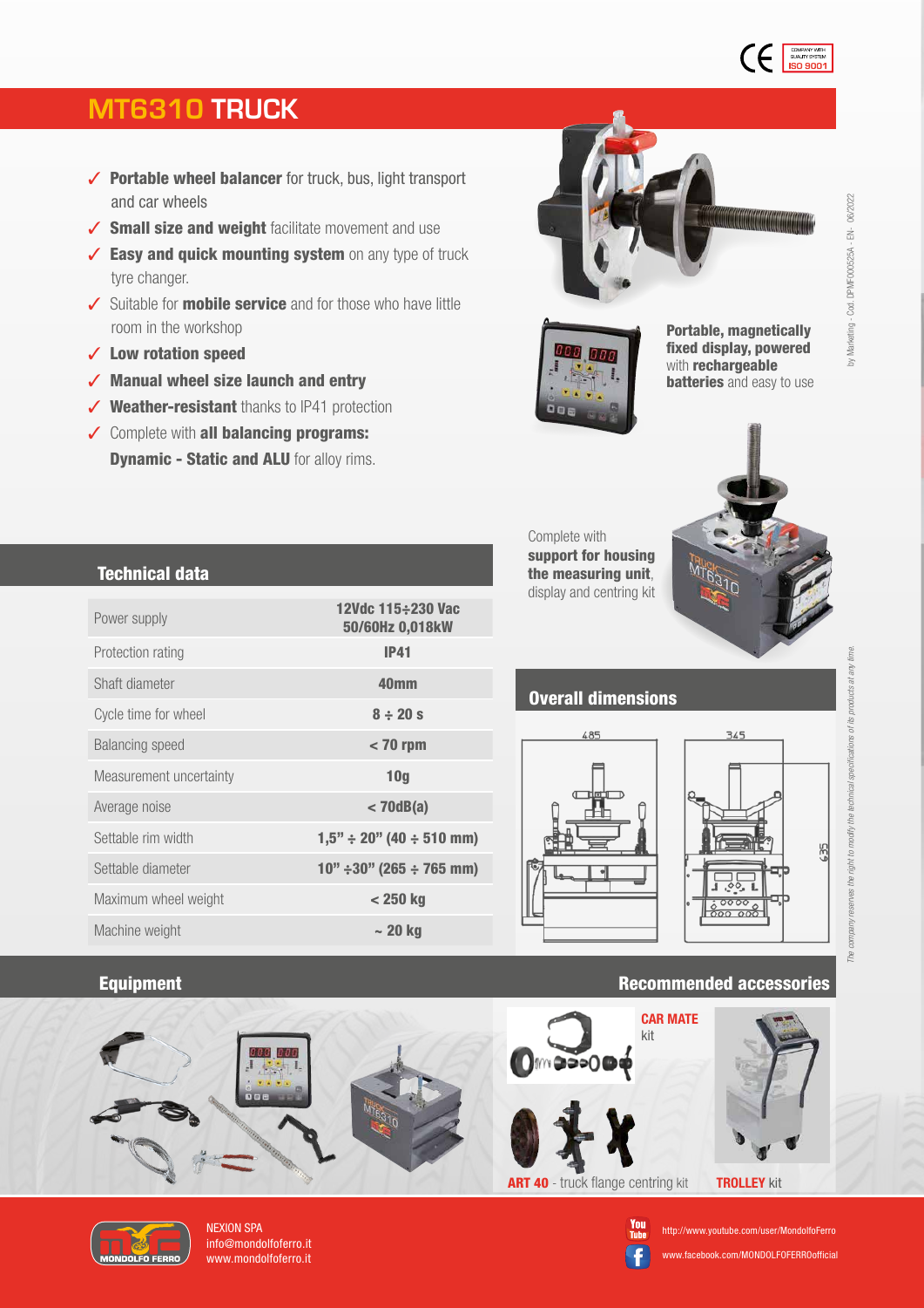# MT6310 TRUCK

- ✓ **Portable wheel balancer** for truck, bus, light transport and car wheels
- ✓ **Small size and weight** facilitate movement and use
- ✓ **Easy and quick mounting system** on any type of truck tyre changer.
- ✓ Suitable for **mobile service** and for those who have little room in the workshop
- ✓ **Low rotation speed**
- ✓ **Manual wheel size launch and entry**
- ✓ **Weather-resistant** thanks to IP41 protection
- ✓ Complete with **all balancing programs: Dynamic - Static and ALU** for alloy rims.

**Portable, magnetically fixed display, powered** with **rechargeable batteries** and easy to use

Complete with **support for housing the measuring unit**, display and centring kit

## Technical data

| | |
|---|---|
| Power supply | 12Vdc 115÷230 Vac 50/60Hz 0,018kW |
| Protection rating | IP41 |
| Shaft diameter | 40mm |
| Cycle time for wheel | 8 ÷ 20 s |
| Balancing speed | < 70 rpm |
| Measurement uncertainty | 10g |
| Average noise | < 70dB(a) |
| Settable rim width | 1,5" ÷ 20" (40 ÷ 510 mm) |
| Settable diameter | 10" ÷30" (265 ÷ 765 mm) |
| Maximum wheel weight | < 250 kg |
| Machine weight | ~ 20 kg |

## Overall dimensions

485

345

635

## Equipment

## Recommended accessories

**CAR MATE** kit

**ART 40** - truck flange centring kit

**TROLLEY** kit

*The company reserves the right to modify the technical specifications of its products at any time.*

by Marketing - Cod. DPMF000525A - EN - 06/2022

NEXION SPA
info@mondolfoferro.it
www.mondolfoferro.it

http://www.youtube.com/user/MondolfoFerro
www.facebook.com/MONDOLFOFERROofficial